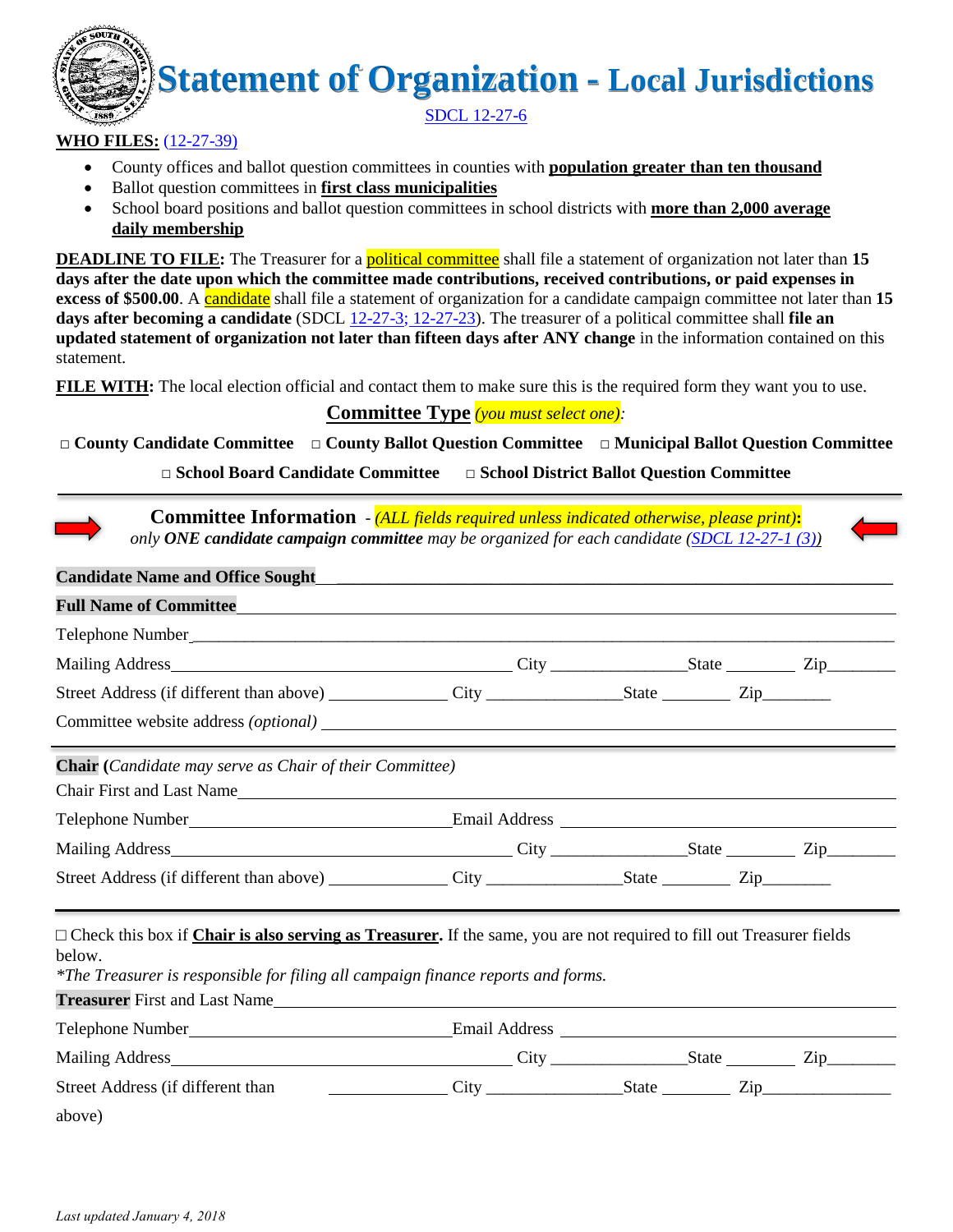# Statement of Organization - Local Jurisdictions

SDCL 12-27-6

**WHO FILES:** (12-27-39)

- County offices and ballot question committees in counties with **population greater than ten thousand**
- Ballot question committees in **first class municipalities**
- School board positions and ballot question committees in school districts with **more than 2,000 average daily membership**

**DEADLINE TO FILE:** The Treasurer for a political committee shall file a statement of organization not later than **15 days after the date upon which the committee made contributions, received contributions, or paid expenses in excess of $500.00**. A candidate shall file a statement of organization for a candidate campaign committee not later than **15 days after becoming a candidate** (SDCL 12-27-3; 12-27-23). The treasurer of a political committee shall **file an updated statement of organization not later than fifteen days after ANY change** in the information contained on this statement.

**FILE WITH:** The local election official and contact them to make sure this is the required form they want you to use.

## Committee Type *(you must select one)*:

□ **County Candidate Committee** □ **County Ballot Question Committee** □ **Municipal Ballot Question Committee**

□ **School Board Candidate Committee** □ **School District Ballot Question Committee**

---

## Committee Information - *(ALL fields required unless indicated otherwise, please print)*:

*only **ONE candidate campaign committee** may be organized for each candidate (SDCL 12-27-1 (3))*

**Candidate Name and Office Sought** ______________________________

**Full Name of Committee** ______________________________

Telephone Number ______________________________

Mailing Address ______________________ City ____________ State ________ Zip ________

Street Address (if different than above) ____________ City ____________ State ________ Zip ________

Committee website address *(optional)* ______________________________

---

**Chair** (*Candidate may serve as Chair of their Committee)*

Chair First and Last Name ______________________________

Telephone Number ____________________ Email Address ____________________

Mailing Address ______________________ City ____________ State ________ Zip ________

Street Address (if different than above) ____________ City ____________ State ________ Zip ________

---

□ Check this box if **Chair is also serving as Treasurer.** If the same, you are not required to fill out Treasurer fields below.

*\*The Treasurer is responsible for filing all campaign finance reports and forms.*

**Treasurer** First and Last Name ______________________________

Telephone Number ____________________ Email Address ____________________

Mailing Address ______________________ City ____________ State ________ Zip ________

Street Address (if different than above) ____________ City ____________ State ________ Zip ________

*Last updated January 4, 2018*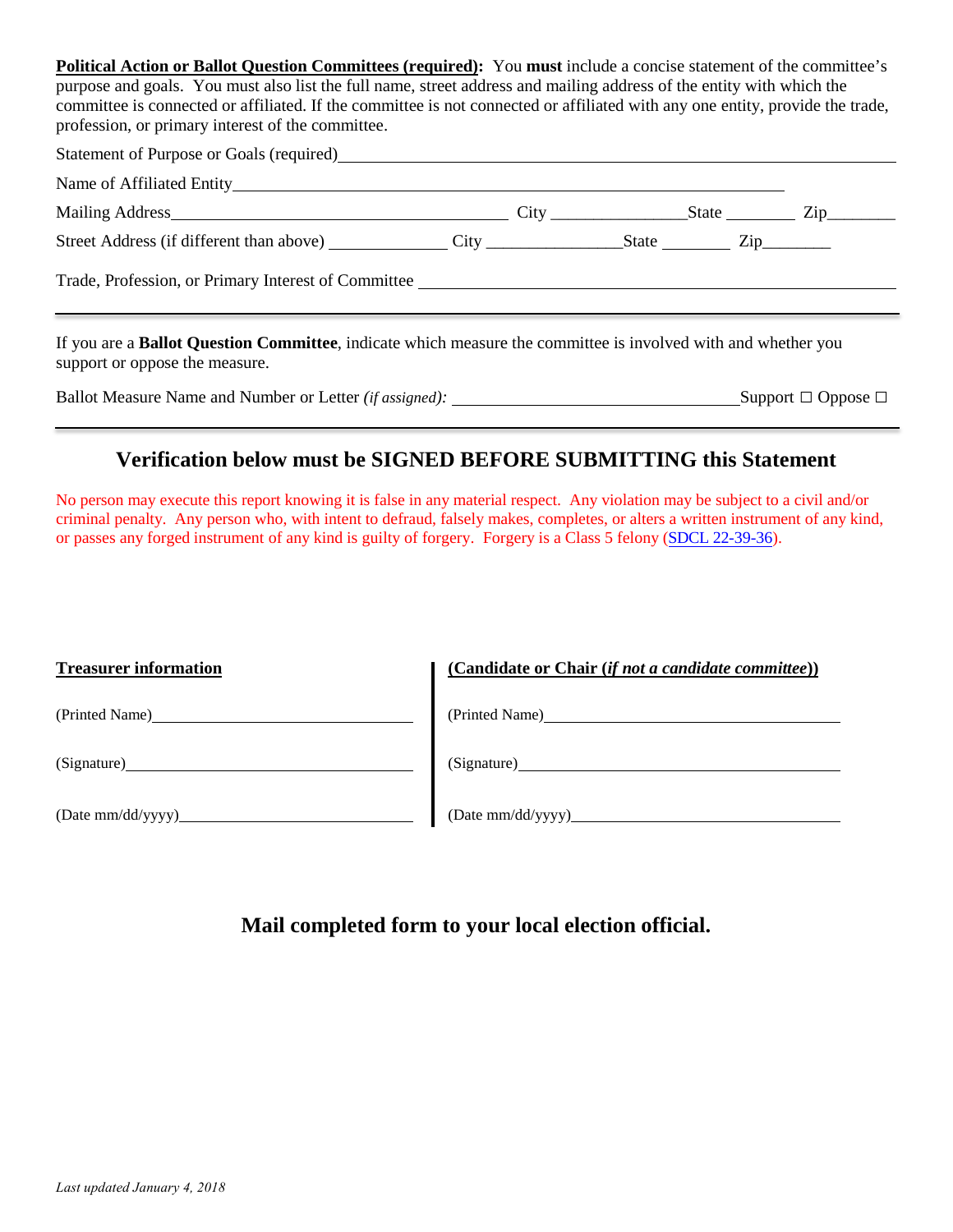**Political Action or Ballot Question Committees (required):** You **must** include a concise statement of the committee's purpose and goals. You must also list the full name, street address and mailing address of the entity with which the committee is connected or affiliated. If the committee is not connected or affiliated with any one entity, provide the trade, profession, or primary interest of the committee.

Statement of Purpose or Goals (required)\_\_\_\_\_\_\_\_\_\_\_\_\_\_\_\_\_\_\_\_\_\_\_\_\_\_\_\_\_\_\_\_\_\_\_\_\_\_\_\_\_\_\_\_

Name of Affiliated Entity\_\_\_\_\_\_\_\_\_\_\_\_\_\_\_\_\_\_\_\_\_\_\_\_\_\_\_\_\_\_\_\_\_\_\_\_\_\_\_\_\_\_\_\_\_\_\_\_\_

Mailing Address\_\_\_\_\_\_\_\_\_\_\_\_\_\_\_\_\_\_\_\_\_\_\_\_\_\_\_\_ City \_\_\_\_\_\_\_\_\_\_\_\_ State \_\_\_\_\_\_ Zip\_\_\_\_\_\_\_

Street Address (if different than above) \_\_\_\_\_\_\_\_\_\_ City \_\_\_\_\_\_\_\_\_\_\_\_ State \_\_\_\_\_\_ Zip\_\_\_\_\_\_\_

Trade, Profession, or Primary Interest of Committee \_\_\_\_\_\_\_\_\_\_\_\_\_\_\_\_\_\_\_\_\_\_\_\_\_\_\_\_\_\_\_\_\_\_\_\_\_\_

---

If you are a **Ballot Question Committee**, indicate which measure the committee is involved with and whether you support or oppose the measure.

Ballot Measure Name and Number or Letter *(if assigned)*: \_\_\_\_\_\_\_\_\_\_\_\_\_\_\_\_\_\_\_\_\_\_\_\_\_\_\_\_ Support ☐ Oppose ☐

---

## Verification below must be SIGNED BEFORE SUBMITTING this Statement

No person may execute this report knowing it is false in any material respect. Any violation may be subject to a civil and/or criminal penalty. Any person who, with intent to defraud, falsely makes, completes, or alters a written instrument of any kind, or passes any forged instrument of any kind is guilty of forgery. Forgery is a Class 5 felony (SDCL 22-39-36).

| **Treasurer information** | **(Candidate or Chair (*if not a candidate committee*))** |
| --- | --- |
| (Printed Name)\_\_\_\_\_\_\_\_\_\_\_\_\_\_\_\_\_\_\_\_\_\_ | (Printed Name)\_\_\_\_\_\_\_\_\_\_\_\_\_\_\_\_\_\_\_\_\_\_ |
| (Signature)\_\_\_\_\_\_\_\_\_\_\_\_\_\_\_\_\_\_\_\_\_\_ | (Signature)\_\_\_\_\_\_\_\_\_\_\_\_\_\_\_\_\_\_\_\_\_\_ |
| (Date mm/dd/yyyy)\_\_\_\_\_\_\_\_\_\_\_\_\_\_\_\_\_\_ | (Date mm/dd/yyyy)\_\_\_\_\_\_\_\_\_\_\_\_\_\_\_\_\_\_ |

## Mail completed form to your local election official.

*Last updated January 4, 2018*